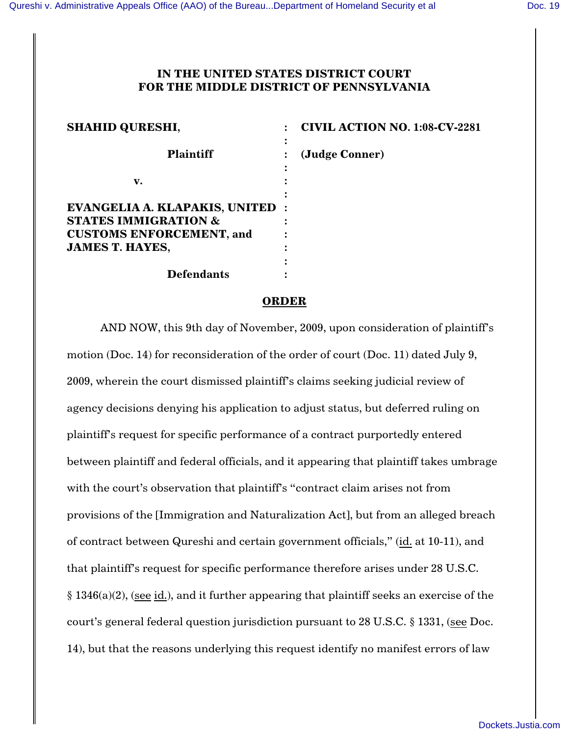**IN THE UNITED STATES DISTRICT COURT**
**FOR THE MIDDLE DISTRICT OF PENNSYLVANIA**

| | | |
|---|---|---|
| **SHAHID QURESHI,** | : | **CIVIL ACTION NO. 1:08-CV-2281** |
| | : | |
| **Plaintiff** | : | **(Judge Conner)** |
| | : | |
| **v.** | : | |
| | : | |
| **EVANGELIA A. KLAPAKIS, UNITED STATES IMMIGRATION & CUSTOMS ENFORCEMENT, and JAMES T. HAYES,** | : | |
| | : | |
| **Defendants** | : | |

**ORDER**

AND NOW, this 9th day of November, 2009, upon consideration of plaintiff's motion (Doc. 14) for reconsideration of the order of court (Doc. 11) dated July 9, 2009, wherein the court dismissed plaintiff's claims seeking judicial review of agency decisions denying his application to adjust status, but deferred ruling on plaintiff's request for specific performance of a contract purportedly entered between plaintiff and federal officials, and it appearing that plaintiff takes umbrage with the court's observation that plaintiff's "contract claim arises not from provisions of the [Immigration and Naturalization Act], but from an alleged breach of contract between Qureshi and certain government officials," (id. at 10-11), and that plaintiff's request for specific performance therefore arises under 28 U.S.C. § 1346(a)(2), (see id.), and it further appearing that plaintiff seeks an exercise of the court's general federal question jurisdiction pursuant to 28 U.S.C. § 1331, (see Doc. 14), but that the reasons underlying this request identify no manifest errors of law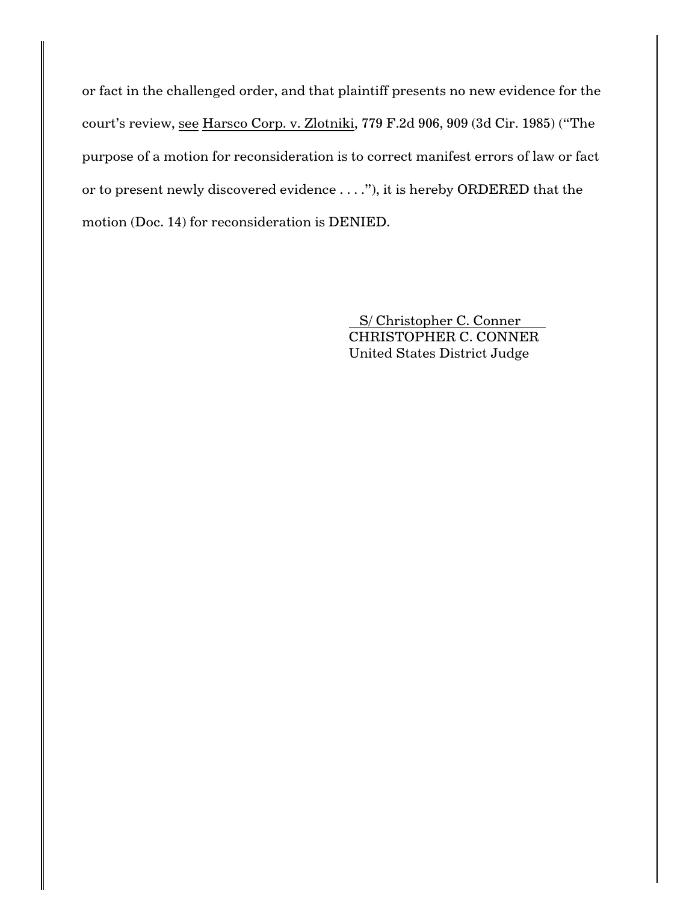or fact in the challenged order, and that plaintiff presents no new evidence for the court's review, see Harsco Corp. v. Zlotniki, 779 F.2d 906, 909 (3d Cir. 1985) ("The purpose of a motion for reconsideration is to correct manifest errors of law or fact or to present newly discovered evidence . . . ."), it is hereby ORDERED that the motion (Doc. 14) for reconsideration is DENIED.

S/ Christopher C. Conner
CHRISTOPHER C. CONNER
United States District Judge